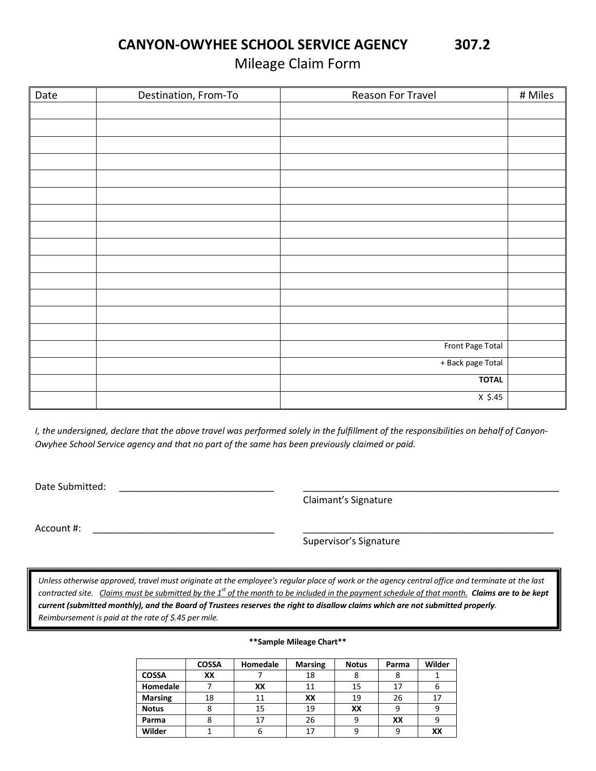# CANYON-OWYHEE SCHOOL SERVICE AGENCY 307.2

## Mileage Claim Form

| Date | Destination, From-To | Reason For Travel | # Miles |
|---|---|---|---|
| | | | |
| | | | |
| | | | |
| | | | |
| | | | |
| | | | |
| | | | |
| | | | |
| | | | |
| | | | |
| | | | |
| | | | |
| | | | |
| | | | |
| | | Front Page Total | |
| | | + Back page Total | |
| | | **TOTAL** | |
| | | X $.45 | |

*I, the undersigned, declare that the above travel was performed solely in the fulfillment of the responsibilities on behalf of Canyon-Owyhee School Service agency and that no part of the same has been previously claimed or paid.*

Date Submitted: ______________________________ ____________________________________________________
Claimant's Signature

Account #: ___________________________________ ____________________________________________________
Supervisor's Signature

*Unless otherwise approved, travel must originate at the employee's regular place of work or the agency central office and terminate at the last contracted site.* *Claims must be submitted by the 1st of the month to be included in the payment schedule of that month.* ***Claims are to be kept current (submitted monthly), and the Board of Trustees reserves the right to disallow claims which are not submitted properly.*** *Reimbursement is paid at the rate of $.45 per mile.*

**\*\*Sample Mileage Chart\*\***

| | COSSA | Homedale | Marsing | Notus | Parma | Wilder |
|---|---|---|---|---|---|---|
| **COSSA** | **XX** | 7 | 18 | 8 | 8 | 1 |
| **Homedale** | 7 | **XX** | 11 | 15 | 17 | 6 |
| **Marsing** | 18 | 11 | **XX** | 19 | 26 | 17 |
| **Notus** | 8 | 15 | 19 | **XX** | 9 | 9 |
| **Parma** | 8 | 17 | 26 | 9 | **XX** | 9 |
| **Wilder** | 1 | 6 | 17 | 9 | 9 | **XX** |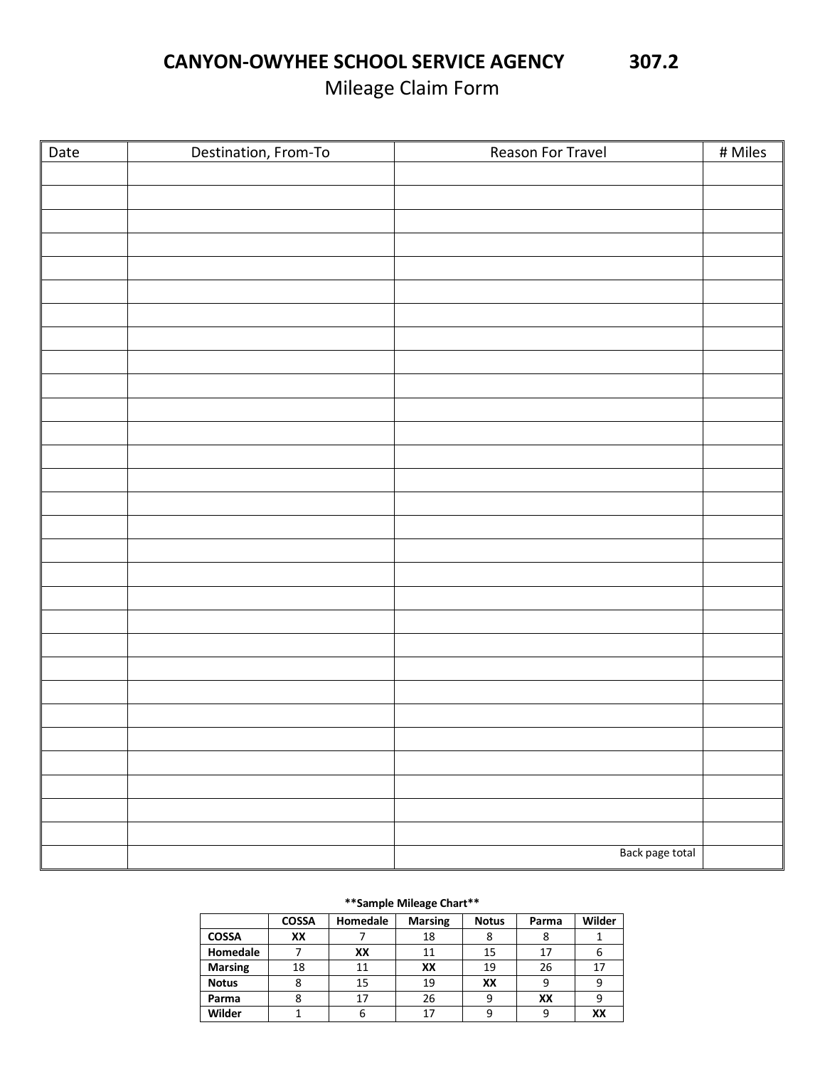# CANYON-OWYHEE SCHOOL SERVICE AGENCY 307.2

Mileage Claim Form

| Date | Destination, From-To | Reason For Travel | # Miles |
|---|---|---|---|
| | | | |
| | | | |
| | | | |
| | | | |
| | | | |
| | | | |
| | | | |
| | | | |
| | | | |
| | | | |
| | | | |
| | | | |
| | | | |
| | | | |
| | | | |
| | | | |
| | | | |
| | | | |
| | | | |
| | | | |
| | | | |
| | | | |
| | | | |
| | | | |
| | | | |
| | | | |
| | | | |
| | | | |
| | | | |
| | | Back page total | |

**\*\*Sample Mileage Chart\*\***

| | COSSA | Homedale | Marsing | Notus | Parma | Wilder |
|---|---|---|---|---|---|---|
| **COSSA** | **XX** | 7 | 18 | 8 | 8 | 1 |
| **Homedale** | 7 | **XX** | 11 | 15 | 17 | 6 |
| **Marsing** | 18 | 11 | **XX** | 19 | 26 | 17 |
| **Notus** | 8 | 15 | 19 | **XX** | 9 | 9 |
| **Parma** | 8 | 17 | 26 | 9 | **XX** | 9 |
| **Wilder** | 1 | 6 | 17 | 9 | 9 | **XX** |